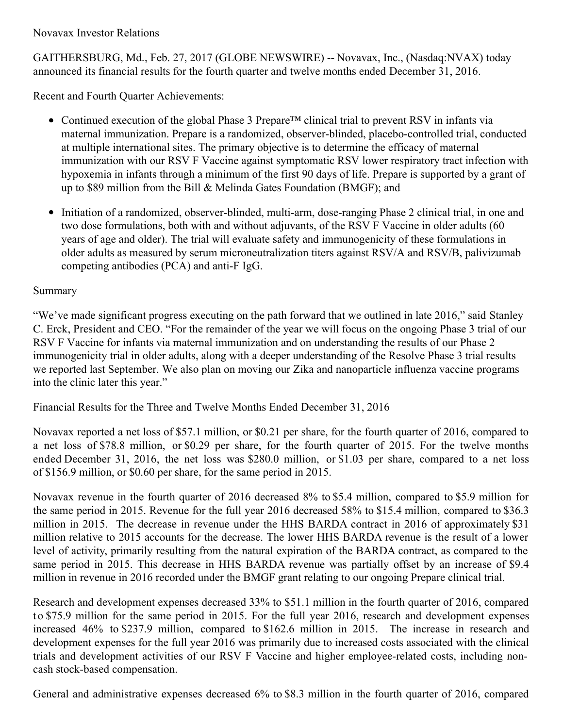Novavax Investor Relations

GAITHERSBURG, Md., Feb. 27, 2017 (GLOBE NEWSWIRE) -- Novavax, Inc., (Nasdaq:NVAX) today announced its financial results for the fourth quarter and twelve months ended December 31, 2016.

Recent and Fourth Quarter Achievements:

- Continued execution of the global Phase 3 Prepare™ clinical trial to prevent RSV in infants via maternal immunization. Prepare is a randomized, observer-blinded, placebo-controlled trial, conducted at multiple international sites. The primary objective is to determine the efficacy of maternal immunization with our RSV F Vaccine against symptomatic RSV lower respiratory tract infection with hypoxemia in infants through a minimum of the first 90 days of life. Prepare is supported by a grant of up to $89 million from the Bill & Melinda Gates Foundation (BMGF); and
- Initiation of a randomized, observer-blinded, multi-arm, dose-ranging Phase 2 clinical trial, in one and two dose formulations, both with and without adjuvants, of the RSV F Vaccine in older adults (60 years of age and older). The trial will evaluate safety and immunogenicity of these formulations in older adults as measured by serum microneutralization titers against RSV/A and RSV/B, palivizumab competing antibodies (PCA) and anti-F IgG.

Summary

"We've made significant progress executing on the path forward that we outlined in late 2016," said Stanley C. Erck, President and CEO. "For the remainder of the year we will focus on the ongoing Phase 3 trial of our RSV F Vaccine for infants via maternal immunization and on understanding the results of our Phase 2 immunogenicity trial in older adults, along with a deeper understanding of the Resolve Phase 3 trial results we reported last September. We also plan on moving our Zika and nanoparticle influenza vaccine programs into the clinic later this year."

Financial Results for the Three and Twelve Months Ended December 31, 2016

Novavax reported a net loss of $57.1 million, or $0.21 per share, for the fourth quarter of 2016, compared to a net loss of $78.8 million, or $0.29 per share, for the fourth quarter of 2015. For the twelve months ended December 31, 2016, the net loss was $280.0 million, or $1.03 per share, compared to a net loss of $156.9 million, or $0.60 per share, for the same period in 2015.

Novavax revenue in the fourth quarter of 2016 decreased 8% to $5.4 million, compared to $5.9 million for the same period in 2015. Revenue for the full year 2016 decreased 58% to $15.4 million, compared to $36.3 million in 2015. The decrease in revenue under the HHS BARDA contract in 2016 of approximately $31 million relative to 2015 accounts for the decrease. The lower HHS BARDA revenue is the result of a lower level of activity, primarily resulting from the natural expiration of the BARDA contract, as compared to the same period in 2015. This decrease in HHS BARDA revenue was partially offset by an increase of $9.4 million in revenue in 2016 recorded under the BMGF grant relating to our ongoing Prepare clinical trial.

Research and development expenses decreased 33% to $51.1 million in the fourth quarter of 2016, compared to $75.9 million for the same period in 2015. For the full year 2016, research and development expenses increased 46% to $237.9 million, compared to $162.6 million in 2015. The increase in research and development expenses for the full year 2016 was primarily due to increased costs associated with the clinical trials and development activities of our RSV F Vaccine and higher employee-related costs, including non-cash stock-based compensation.

General and administrative expenses decreased 6% to $8.3 million in the fourth quarter of 2016, compared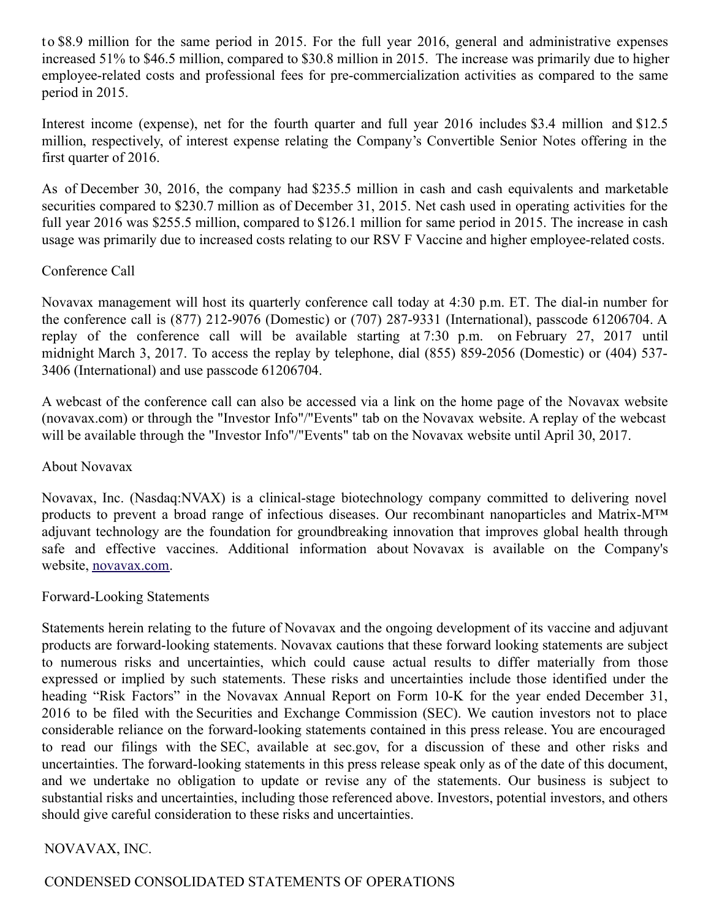to $8.9 million for the same period in 2015. For the full year 2016, general and administrative expenses increased 51% to $46.5 million, compared to $30.8 million in 2015. The increase was primarily due to higher employee-related costs and professional fees for pre-commercialization activities as compared to the same period in 2015.

Interest income (expense), net for the fourth quarter and full year 2016 includes $3.4 million and $12.5 million, respectively, of interest expense relating the Company's Convertible Senior Notes offering in the first quarter of 2016.

As of December 30, 2016, the company had $235.5 million in cash and cash equivalents and marketable securities compared to $230.7 million as of December 31, 2015. Net cash used in operating activities for the full year 2016 was $255.5 million, compared to $126.1 million for same period in 2015. The increase in cash usage was primarily due to increased costs relating to our RSV F Vaccine and higher employee-related costs.

## Conference Call

Novavax management will host its quarterly conference call today at 4:30 p.m. ET. The dial-in number for the conference call is (877) 212-9076 (Domestic) or (707) 287-9331 (International), passcode 61206704. A replay of the conference call will be available starting at 7:30 p.m. on February 27, 2017 until midnight March 3, 2017. To access the replay by telephone, dial (855) 859-2056 (Domestic) or (404) 537-3406 (International) and use passcode 61206704.

A webcast of the conference call can also be accessed via a link on the home page of the Novavax website (novavax.com) or through the "Investor Info"/"Events" tab on the Novavax website. A replay of the webcast will be available through the "Investor Info"/"Events" tab on the Novavax website until April 30, 2017.

## About Novavax

Novavax, Inc. (Nasdaq:NVAX) is a clinical-stage biotechnology company committed to delivering novel products to prevent a broad range of infectious diseases. Our recombinant nanoparticles and Matrix-M™ adjuvant technology are the foundation for groundbreaking innovation that improves global health through safe and effective vaccines. Additional information about Novavax is available on the Company's website, [novavax.com](novavax.com).

## Forward-Looking Statements

Statements herein relating to the future of Novavax and the ongoing development of its vaccine and adjuvant products are forward-looking statements. Novavax cautions that these forward looking statements are subject to numerous risks and uncertainties, which could cause actual results to differ materially from those expressed or implied by such statements. These risks and uncertainties include those identified under the heading "Risk Factors" in the Novavax Annual Report on Form 10-K for the year ended December 31, 2016 to be filed with the Securities and Exchange Commission (SEC). We caution investors not to place considerable reliance on the forward-looking statements contained in this press release. You are encouraged to read our filings with the SEC, available at sec.gov, for a discussion of these and other risks and uncertainties. The forward-looking statements in this press release speak only as of the date of this document, and we undertake no obligation to update or revise any of the statements. Our business is subject to substantial risks and uncertainties, including those referenced above. Investors, potential investors, and others should give careful consideration to these risks and uncertainties.

NOVAVAX, INC.

CONDENSED CONSOLIDATED STATEMENTS OF OPERATIONS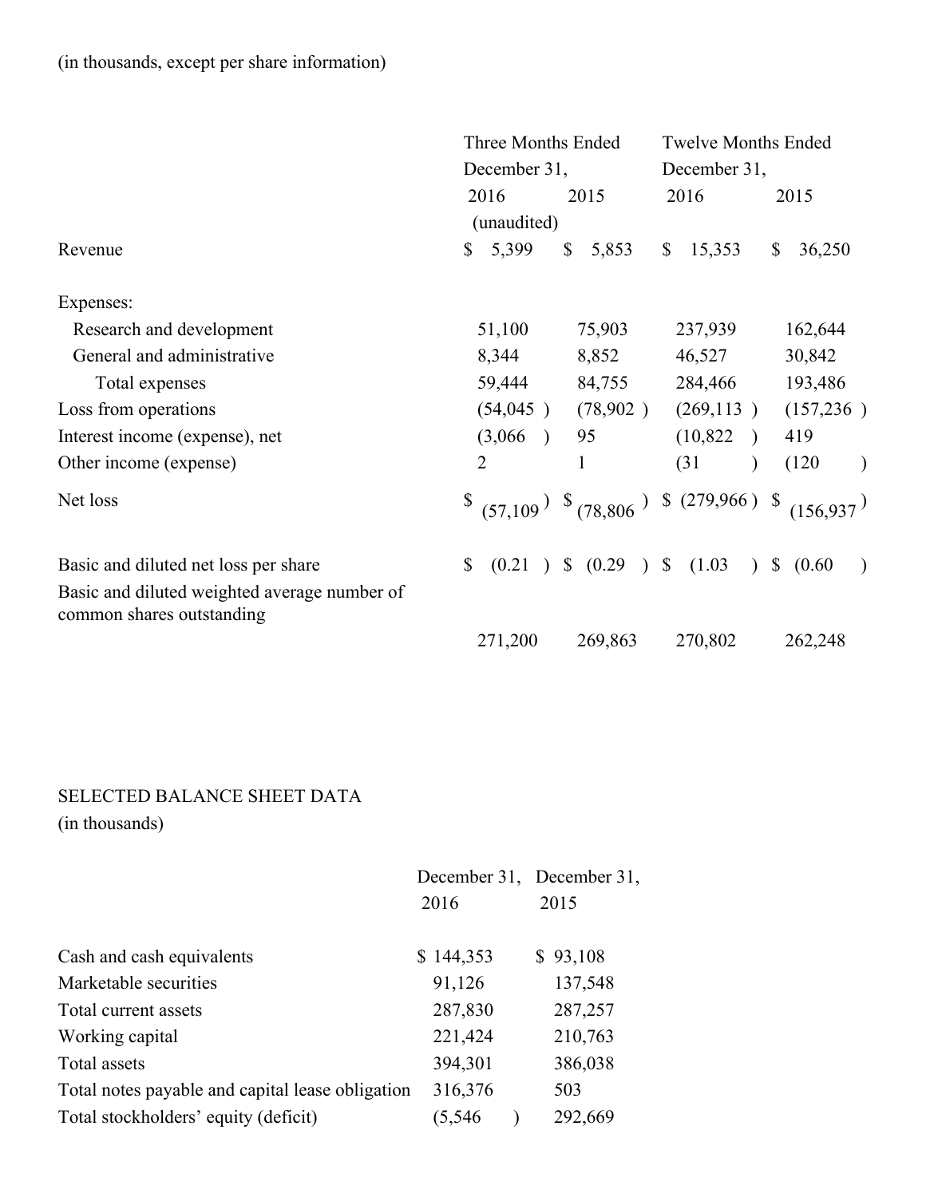(in thousands, except per share information)

| | Three Months Ended December 31, | | Twelve Months Ended December 31, | |
|---|---|---|---|---|
| | 2016 | 2015 | 2016 | 2015 |
| | (unaudited) | | | |
| Revenue | $ 5,399 | $ 5,853 | $ 15,353 | $ 36,250 |
| Expenses: | | | | |
| Research and development | 51,100 | 75,903 | 237,939 | 162,644 |
| General and administrative | 8,344 | 8,852 | 46,527 | 30,842 |
| Total expenses | 59,444 | 84,755 | 284,466 | 193,486 |
| Loss from operations | (54,045 ) | (78,902 ) | (269,113 ) | (157,236 ) |
| Interest income (expense), net | (3,066 ) | 95 | (10,822 ) | 419 |
| Other income (expense) | 2 | 1 | (31 ) | (120 ) |
| Net loss | $ (57,109 ) | $ (78,806 ) | $ (279,966 ) | $ (156,937 ) |
| Basic and diluted net loss per share | $ (0.21 ) | $ (0.29 ) | $ (1.03 ) | $ (0.60 ) |
| Basic and diluted weighted average number of common shares outstanding | 271,200 | 269,863 | 270,802 | 262,248 |

SELECTED BALANCE SHEET DATA
(in thousands)

| | December 31, 2016 | December 31, 2015 |
|---|---|---|
| Cash and cash equivalents | $ 144,353 | $ 93,108 |
| Marketable securities | 91,126 | 137,548 |
| Total current assets | 287,830 | 287,257 |
| Working capital | 221,424 | 210,763 |
| Total assets | 394,301 | 386,038 |
| Total notes payable and capital lease obligation | 316,376 | 503 |
| Total stockholders' equity (deficit) | (5,546 ) | 292,669 |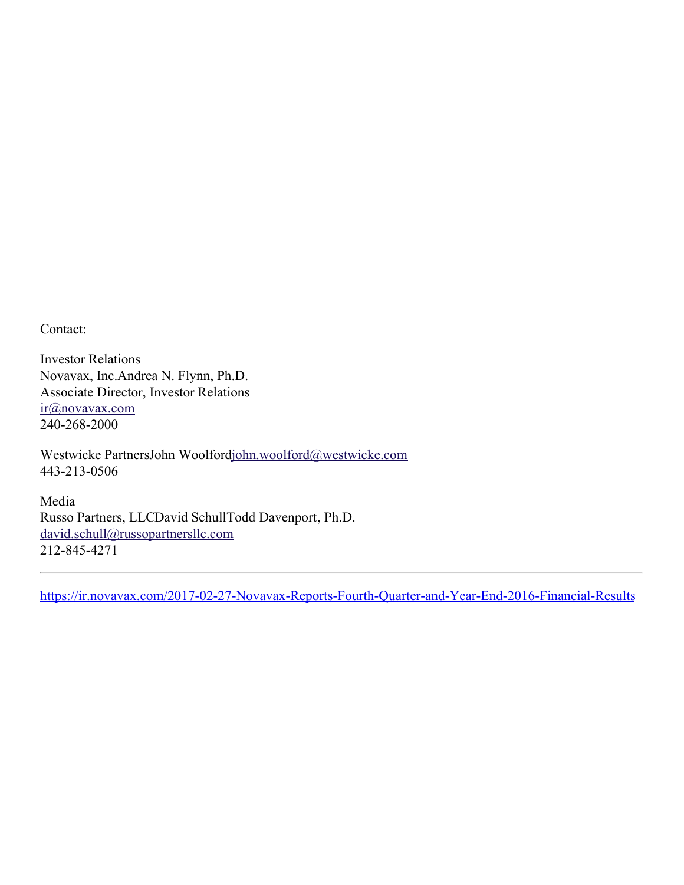Contact:

Investor Relations
Novavax, Inc.Andrea N. Flynn, Ph.D.
Associate Director, Investor Relations
ir@novavax.com
240-268-2000

Westwicke PartnersJohn Woolfordjohn.woolford@westwicke.com
443-213-0506

Media
Russo Partners, LLCDavid SchullTodd Davenport, Ph.D.
david.schull@russopartnersllc.com
212-845-4271

---

https://ir.novavax.com/2017-02-27-Novavax-Reports-Fourth-Quarter-and-Year-End-2016-Financial-Results